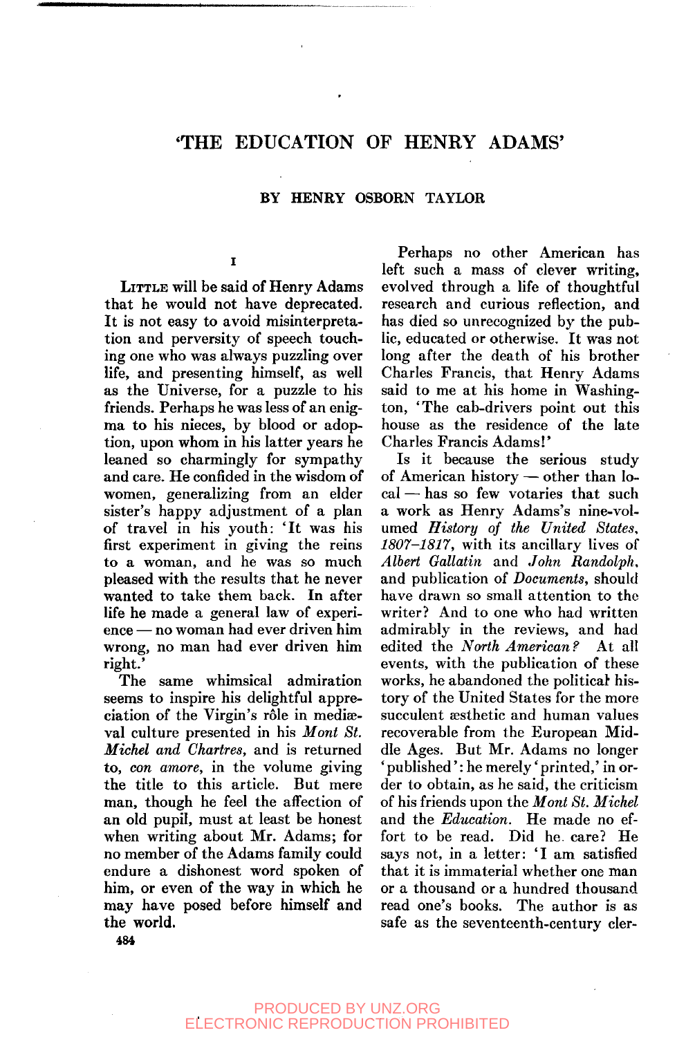# 'THE EDUCATION OF HENRY ADAMS'

### BY HENRY OSBORN TAYLOR

## I

LITTLE will be said of Henry Adams that he would not have deprecated. It is not easy to avoid misinterpretation and perversity of speech touching one who was always puzzling over life, and presenting himself, as well as the Universe, for a puzzle to his friends. Perhaps he was less of an enigma to his nieces, by blood or adoption, upon whom in his latter years he leaned so charmingly for sympathy and care. He confided in the wisdom of women, generalizing from an elder sister's happy adjustment of a plan of travel in his youth: 'It was his first experiment in giving the reins to a woman, and he was so much pleased with the results that he never wanted to take them back. In after life he made a general law of experience — no woman had ever driven him wrong, no man had ever driven him right.'

The same whimsical admiration seems to inspire his delightful appreciation of the Virgin's rôle in mediæval culture presented in his *Mont St. Michel and Chartres*, and is returned to, *con amore*, in the volume giving the title to this article. But mere man, though he feel the affection of an old pupil, must at least be honest when writing about Mr. Adams; for no member of the Adams family could endure a dishonest word spoken of him, or even of the way in which he may have posed before himself and the world.

Perhaps no other American has left such a mass of clever writing, evolved through a life of thoughtful research and curious reflection, and has died so unrecognized by the public, educated or otherwise. It was not long after the death of his brother Charles Francis, that Henry Adams said to me at his home in Washington, 'The cab-drivers point out this house as the residence of the late Charles Francis Adams!'

Is it because the serious study of American history — other than local — has so few votaries that such a work as Henry Adams's nine-volumed *History of the United States, 1807–1817*, with its ancillary lives of *Albert Gallatin* and *John Randolph*, and publication of *Documents*, should have drawn so small attention to the writer? And to one who had written admirably in the reviews, and had edited the *North American?* At all events, with the publication of these works, he abandoned the political history of the United States for the more succulent æsthetic and human values recoverable from the European Middle Ages. But Mr. Adams no longer 'published': he merely 'printed,' in order to obtain, as he said, the criticism of his friends upon the *Mont St. Michel* and the *Education*. He made no effort to be read. Did he care? He says not, in a letter: 'I am satisfied that it is immaterial whether one man or a thousand or a hundred thousand read one's books. The author is as safe as the seventeenth-century cler-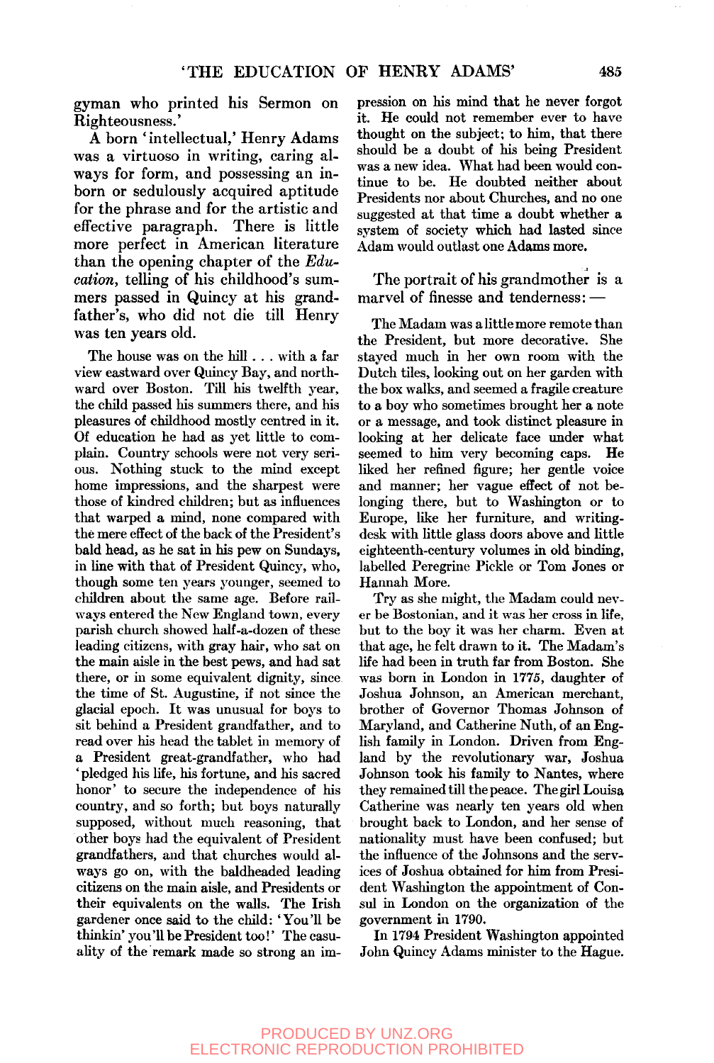gyman who printed his Sermon on Righteousness.'

A born 'intellectual,' Henry Adams was a virtuoso in writing, caring always for form, and possessing an inborn or sedulously acquired aptitude for the phrase and for the artistic and effective paragraph. There is little more perfect in American literature than the opening chapter of the *Education*, telling of his childhood's summers passed in Quincy at his grandfather's, who did not die till Henry was ten years old.

The house was on the hill . . . with a far view eastward over Quincy Bay, and northward over Boston. Till his twelfth year, the child passed his summers there, and his pleasures of childhood mostly centred in it. Of education he had as yet little to complain. Country schools were not very serious. Nothing stuck to the mind except home impressions, and the sharpest were those of kindred children; but as influences that warped a mind, none compared with the mere effect of the back of the President's bald head, as he sat in his pew on Sundays, in line with that of President Quincy, who, though some ten years younger, seemed to children about the same age. Before railways entered the New England town, every parish church showed half-a-dozen of these leading citizens, with gray hair, who sat on the main aisle in the best pews, and had sat there, or in some equivalent dignity, since the time of St. Augustine, if not since the glacial epoch. It was unusual for boys to sit behind a President grandfather, and to read over his head the tablet in memory of a President great-grandfather, who had 'pledged his life, his fortune, and his sacred honor' to secure the independence of his country, and so forth; but boys naturally supposed, without much reasoning, that other boys had the equivalent of President grandfathers, and that churches would always go on, with the baldheaded leading citizens on the main aisle, and Presidents or their equivalents on the walls. The Irish gardener once said to the child: 'You'll be thinkin' you'll be President too!' The casuality of the remark made so strong an impression on his mind that he never forgot it. He could not remember ever to have thought on the subject; to him, that there should be a doubt of his being President was a new idea. What had been would continue to be. He doubted neither about Presidents nor about Churches, and no one suggested at that time a doubt whether a system of society which had lasted since Adam would outlast one Adams more.

The portrait of his grandmother is a marvel of finesse and tenderness: —

The Madam was a little more remote than the President, but more decorative. She stayed much in her own room with the Dutch tiles, looking out on her garden with the box walks, and seemed a fragile creature to a boy who sometimes brought her a note or a message, and took distinct pleasure in looking at her delicate face under what seemed to him very becoming caps. He liked her refined figure; her gentle voice and manner; her vague effect of not belonging there, but to Washington or to Europe, like her furniture, and writing-desk with little glass doors above and little eighteenth-century volumes in old binding, labelled Peregrine Pickle or Tom Jones or Hannah More.

Try as she might, the Madam could never be Bostonian, and it was her cross in life, but to the boy it was her charm. Even at that age, he felt drawn to it. The Madam's life had been in truth far from Boston. She was born in London in 1775, daughter of Joshua Johnson, an American merchant, brother of Governor Thomas Johnson of Maryland, and Catherine Nuth, of an English family in London. Driven from England by the revolutionary war, Joshua Johnson took his family to Nantes, where they remained till the peace. The girl Louisa Catherine was nearly ten years old when brought back to London, and her sense of nationality must have been confused; but the influence of the Johnsons and the services of Joshua obtained for him from President Washington the appointment of Consul in London on the organization of the government in 1790.

In 1794 President Washington appointed John Quincy Adams minister to the Hague.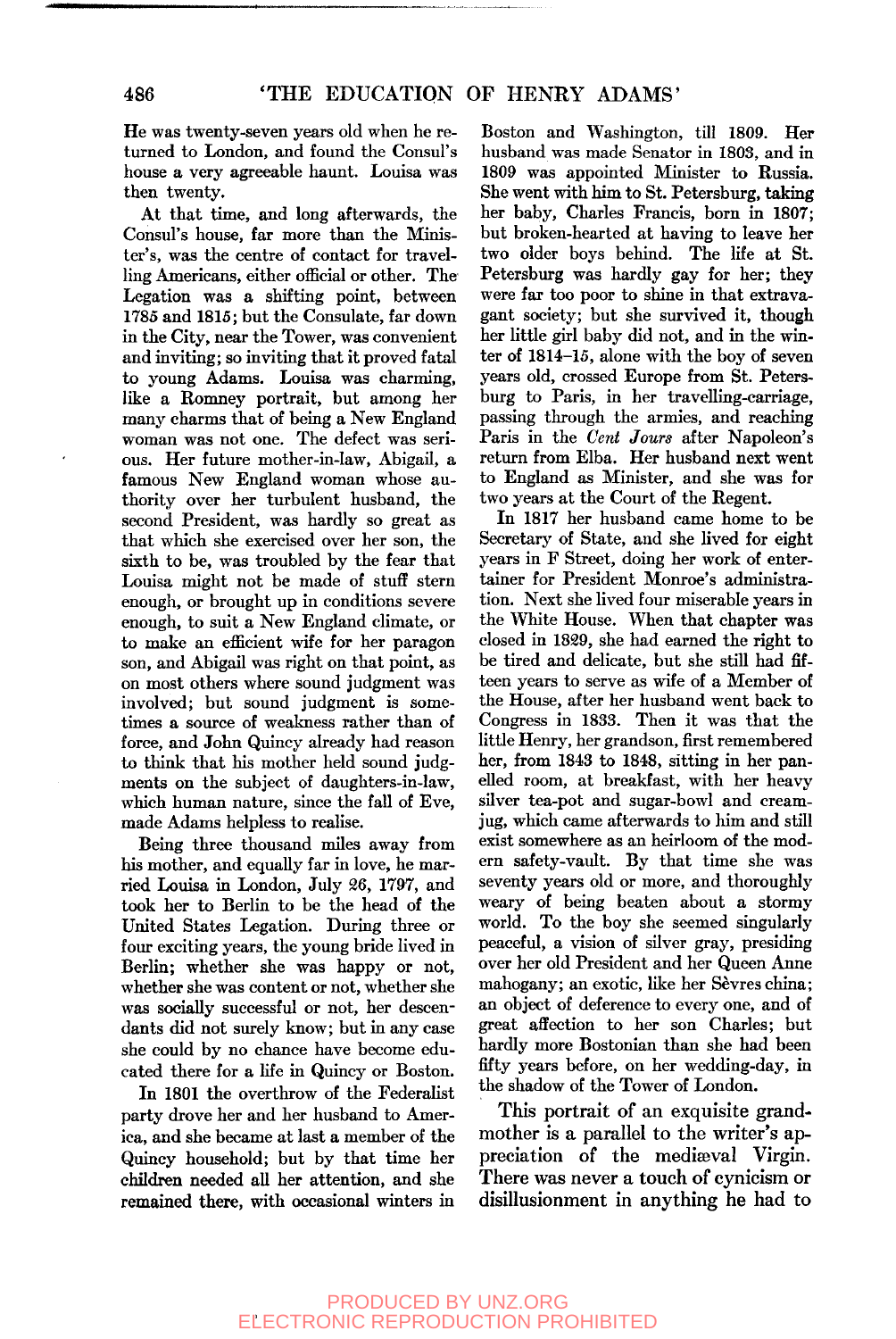He was twenty-seven years old when he returned to London, and found the Consul's house a very agreeable haunt. Louisa was then twenty.

At that time, and long afterwards, the Consul's house, far more than the Minister's, was the centre of contact for travelling Americans, either official or other. The Legation was a shifting point, between 1785 and 1815; but the Consulate, far down in the City, near the Tower, was convenient and inviting; so inviting that it proved fatal to young Adams. Louisa was charming, like a Romney portrait, but among her many charms that of being a New England woman was not one. The defect was serious. Her future mother-in-law, Abigail, a famous New England woman whose authority over her turbulent husband, the second President, was hardly so great as that which she exercised over her son, the sixth to be, was troubled by the fear that Louisa might not be made of stuff stern enough, or brought up in conditions severe enough, to suit a New England climate, or to make an efficient wife for her paragon son, and Abigail was right on that point, as on most others where sound judgment was involved; but sound judgment is sometimes a source of weakness rather than of force, and John Quincy already had reason to think that his mother held sound judgments on the subject of daughters-in-law, which human nature, since the fall of Eve, made Adams helpless to realise.

Being three thousand miles away from his mother, and equally far in love, he married Louisa in London, July 26, 1797, and took her to Berlin to be the head of the United States Legation. During three or four exciting years, the young bride lived in Berlin; whether she was happy or not, whether she was content or not, whether she was socially successful or not, her descendants did not surely know; but in any case she could by no chance have become educated there for a life in Quincy or Boston.

In 1801 the overthrow of the Federalist party drove her and her husband to America, and she became at last a member of the Quincy household; but by that time her children needed all her attention, and she remained there, with occasional winters in Boston and Washington, till 1809. Her husband was made Senator in 1803, and in 1809 was appointed Minister to Russia. She went with him to St. Petersburg, taking her baby, Charles Francis, born in 1807; but broken-hearted at having to leave her two older boys behind. The life at St. Petersburg was hardly gay for her; they were far too poor to shine in that extravagant society; but she survived it, though her little girl baby did not, and in the winter of 1814–15, alone with the boy of seven years old, crossed Europe from St. Petersburg to Paris, in her travelling-carriage, passing through the armies, and reaching Paris in the *Cent Jours* after Napoleon's return from Elba. Her husband next went to England as Minister, and she was for two years at the Court of the Regent.

In 1817 her husband came home to be Secretary of State, and she lived for eight years in F Street, doing her work of entertainer for President Monroe's administration. Next she lived four miserable years in the White House. When that chapter was closed in 1829, she had earned the right to be tired and delicate, but she still had fifteen years to serve as wife of a Member of the House, after her husband went back to Congress in 1833. Then it was that the little Henry, her grandson, first remembered her, from 1843 to 1848, sitting in her panelled room, at breakfast, with her heavy silver tea-pot and sugar-bowl and cream-jug, which came afterwards to him and still exist somewhere as an heirloom of the modern safety-vault. By that time she was seventy years old or more, and thoroughly weary of being beaten about a stormy world. To the boy she seemed singularly peaceful, a vision of silver gray, presiding over her old President and her Queen Anne mahogany; an exotic, like her Sèvres china; an object of deference to every one, and of great affection to her son Charles; but hardly more Bostonian than she had been fifty years before, on her wedding-day, in the shadow of the Tower of London.

This portrait of an exquisite grandmother is a parallel to the writer's appreciation of the mediæval Virgin. There was never a touch of cynicism or disillusionment in anything he had to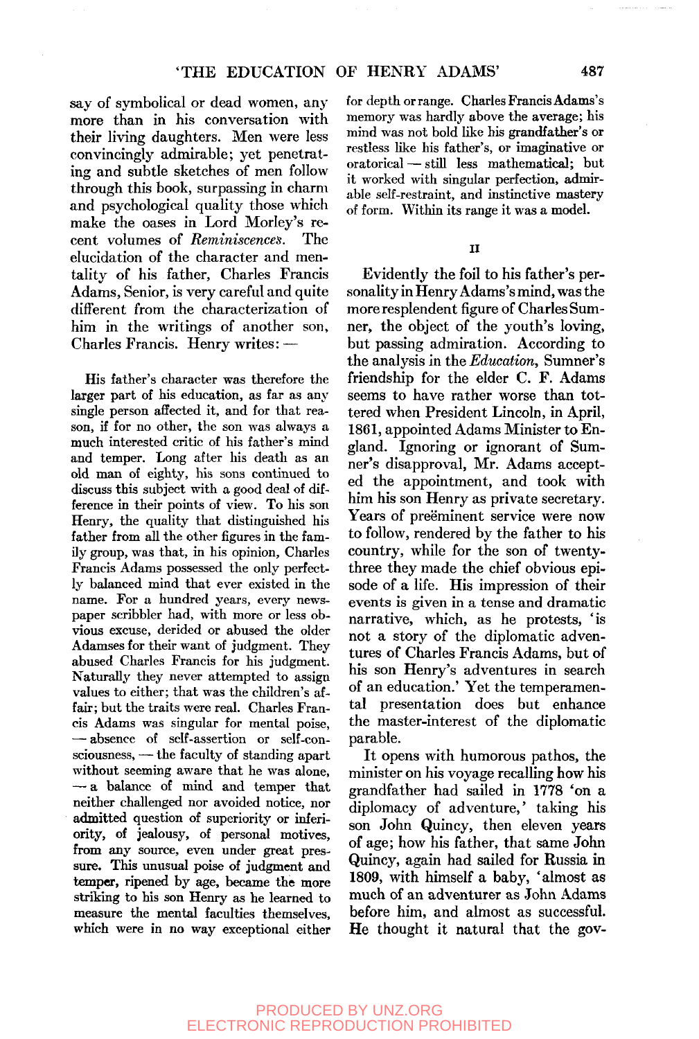say of symbolical or dead women, any more than in his conversation with their living daughters. Men were less convincingly admirable; yet penetrating and subtle sketches of men follow through this book, surpassing in charm and psychological quality those which make the oases in Lord Morley's recent volumes of *Reminiscences*. The elucidation of the character and mentality of his father, Charles Francis Adams, Senior, is very careful and quite different from the characterization of him in the writings of another son, Charles Francis. Henry writes: —

> His father's character was therefore the larger part of his education, as far as any single person affected it, and for that reason, if for no other, the son was always a much interested critic of his father's mind and temper. Long after his death as an old man of eighty, his sons continued to discuss this subject with a good deal of difference in their points of view. To his son Henry, the quality that distinguished his father from all the other figures in the family group, was that, in his opinion, Charles Francis Adams possessed the only perfectly balanced mind that ever existed in the name. For a hundred years, every newspaper scribbler had, with more or less obvious excuse, derided or abused the older Adamses for their want of judgment. They abused Charles Francis for his judgment. Naturally they never attempted to assign values to either; that was the children's affair; but the traits were real. Charles Francis Adams was singular for mental poise, — absence of self-assertion or self-consciousness, — the faculty of standing apart without seeming aware that he was alone, — a balance of mind and temper that neither challenged nor avoided notice, nor admitted question of superiority or inferiority, of jealousy, of personal motives, from any source, even under great pressure. This unusual poise of judgment and temper, ripened by age, became the more striking to his son Henry as he learned to measure the mental faculties themselves, which were in no way exceptional either for depth or range. Charles Francis Adams's memory was hardly above the average; his mind was not bold like his grandfather's or restless like his father's, or imaginative or oratorical — still less mathematical; but it worked with singular perfection, admirable self-restraint, and instinctive mastery of form. Within its range it was a model.

## II

Evidently the foil to his father's personality in Henry Adams's mind, was the more resplendent figure of Charles Sumner, the object of the youth's loving, but passing admiration. According to the analysis in the *Education*, Sumner's friendship for the elder C. F. Adams seems to have rather worse than tottered when President Lincoln, in April, 1861, appointed Adams Minister to England. Ignoring or ignorant of Sumner's disapproval, Mr. Adams accepted the appointment, and took with him his son Henry as private secretary. Years of preëminent service were now to follow, rendered by the father to his country, while for the son of twenty-three they made the chief obvious episode of a life. His impression of their events is given in a tense and dramatic narrative, which, as he protests, 'is not a story of the diplomatic adventures of Charles Francis Adams, but of his son Henry's adventures in search of an education.' Yet the temperamental presentation does but enhance the master-interest of the diplomatic parable.

It opens with humorous pathos, the minister on his voyage recalling how his grandfather had sailed in 1778 'on a diplomacy of adventure,' taking his son John Quincy, then eleven years of age; how his father, that same John Quincy, again had sailed for Russia in 1809, with himself a baby, 'almost as much of an adventurer as John Adams before him, and almost as successful. He thought it natural that the gov-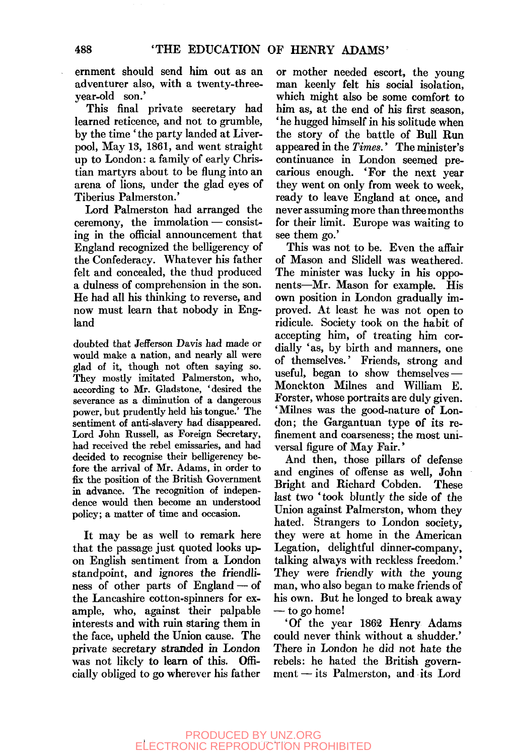ernment should send him out as an adventurer also, with a twenty-three-year-old son.'

This final private secretary had learned reticence, and not to grumble, by the time 'the party landed at Liverpool, May 13, 1861, and went straight up to London: a family of early Christian martyrs about to be flung into an arena of lions, under the glad eyes of Tiberius Palmerston.'

Lord Palmerston had arranged the ceremony, the immolation — consisting in the official announcement that England recognized the belligerency of the Confederacy. Whatever his father felt and concealed, the thud produced a dulness of comprehension in the son. He had all his thinking to reverse, and now must learn that nobody in England

> doubted that Jefferson Davis had made or would make a nation, and nearly all were glad of it, though not often saying so. They mostly imitated Palmerston, who, according to Mr. Gladstone, 'desired the severance as a diminution of a dangerous power, but prudently held his tongue.' The sentiment of anti-slavery had disappeared. Lord John Russell, as Foreign Secretary, had received the rebel emissaries, and had decided to recognise their belligerency before the arrival of Mr. Adams, in order to fix the position of the British Government in advance. The recognition of independence would then become an understood policy; a matter of time and occasion.

It may be as well to remark here that the passage just quoted looks upon English sentiment from a London standpoint, and ignores the friendliness of other parts of England — of the Lancashire cotton-spinners for example, who, against their palpable interests and with ruin staring them in the face, upheld the Union cause. The private secretary stranded in London was not likely to learn of this. Officially obliged to go wherever his father or mother needed escort, the young man keenly felt his social isolation, which might also be some comfort to him as, at the end of his first season, 'he hugged himself in his solitude when the story of the battle of Bull Run appeared in the *Times*.' The minister's continuance in London seemed precarious enough. 'For the next year they went on only from week to week, ready to leave England at once, and never assuming more than three months for their limit. Europe was waiting to see them go.'

This was not to be. Even the affair of Mason and Slidell was weathered. The minister was lucky in his opponents—Mr. Mason for example. His own position in London gradually improved. At least he was not open to ridicule. Society took on the habit of accepting him, of treating him cordially 'as, by birth and manners, one of themselves.' Friends, strong and useful, began to show themselves — Monckton Milnes and William E. Forster, whose portraits are duly given. 'Milnes was the good-nature of London; the Gargantuan type of its refinement and coarseness; the most universal figure of May Fair.'

And then, those pillars of defense and engines of offense as well, John Bright and Richard Cobden. These last two 'took bluntly the side of the Union against Palmerston, whom they hated. Strangers to London society, they were at home in the American Legation, delightful dinner-company, talking always with reckless freedom.' They were friendly with the young man, who also began to make friends of his own. But he longed to break away — to go home!

'Of the year 1862 Henry Adams could never think without a shudder.' There in London he did not hate the rebels: he hated the British government — its Palmerston, and its Lord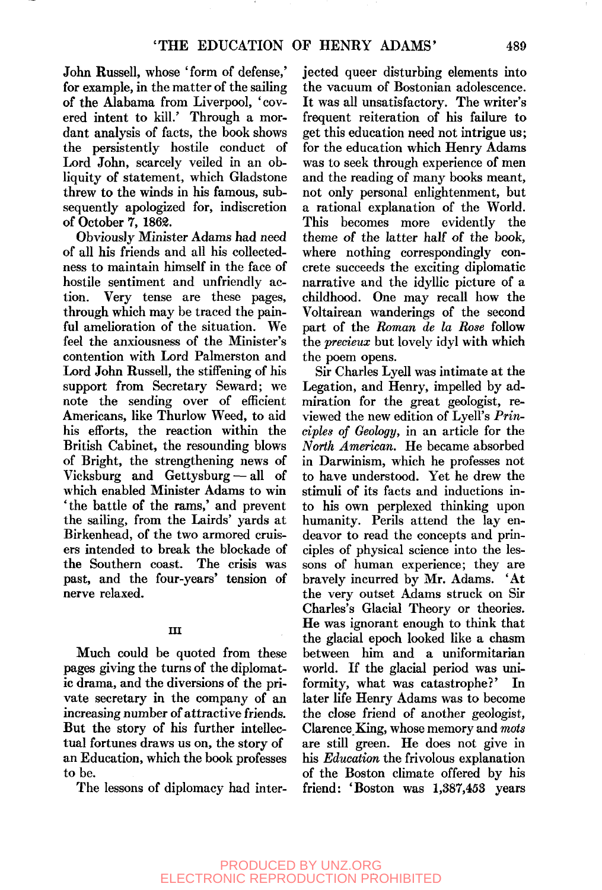John Russell, whose 'form of defense,' for example, in the matter of the sailing of the Alabama from Liverpool, 'covered intent to kill.' Through a mordant analysis of facts, the book shows the persistently hostile conduct of Lord John, scarcely veiled in an obliquity of statement, which Gladstone threw to the winds in his famous, subsequently apologized for, indiscretion of October 7, 1862.

Obviously Minister Adams had need of all his friends and all his collectedness to maintain himself in the face of hostile sentiment and unfriendly action. Very tense are these pages, through which may be traced the painful amelioration of the situation. We feel the anxiousness of the Minister's contention with Lord Palmerston and Lord John Russell, the stiffening of his support from Secretary Seward; we note the sending over of efficient Americans, like Thurlow Weed, to aid his efforts, the reaction within the British Cabinet, the resounding blows of Bright, the strengthening news of Vicksburg and Gettysburg — all of which enabled Minister Adams to win 'the battle of the rams,' and prevent the sailing, from the Lairds' yards at Birkenhead, of the two armored cruisers intended to break the blockade of the Southern coast. The crisis was past, and the four-years' tension of nerve relaxed.

## III

Much could be quoted from these pages giving the turns of the diplomatic drama, and the diversions of the private secretary in the company of an increasing number of attractive friends. But the story of his further intellectual fortunes draws us on, the story of an Education, which the book professes to be.

The lessons of diplomacy had injected queer disturbing elements into the vacuum of Bostonian adolescence. It was all unsatisfactory. The writer's frequent reiteration of his failure to get this education need not intrigue us; for the education which Henry Adams was to seek through experience of men and the reading of many books meant, not only personal enlightenment, but a rational explanation of the World. This becomes more evidently the theme of the latter half of the book, where nothing correspondingly concrete succeeds the exciting diplomatic narrative and the idyllic picture of a childhood. One may recall how the Voltairean wanderings of the second part of the *Roman de la Rose* follow the *precieux* but lovely idyl with which the poem opens.

Sir Charles Lyell was intimate at the Legation, and Henry, impelled by admiration for the great geologist, reviewed the new edition of Lyell's *Principles of Geology*, in an article for the *North American*. He became absorbed in Darwinism, which he professes not to have understood. Yet he drew the stimuli of its facts and inductions into his own perplexed thinking upon humanity. Perils attend the lay endeavor to read the concepts and principles of physical science into the lessons of human experience; they are bravely incurred by Mr. Adams. 'At the very outset Adams struck on Sir Charles's Glacial Theory or theories. He was ignorant enough to think that the glacial epoch looked like a chasm between him and a uniformitarian world. If the glacial period was uniformity, what was catastrophe?' In later life Henry Adams was to become the close friend of another geologist, Clarence King, whose memory and *mots* are still green. He does not give in his *Education* the frivolous explanation of the Boston climate offered by his friend: 'Boston was 1,387,453 years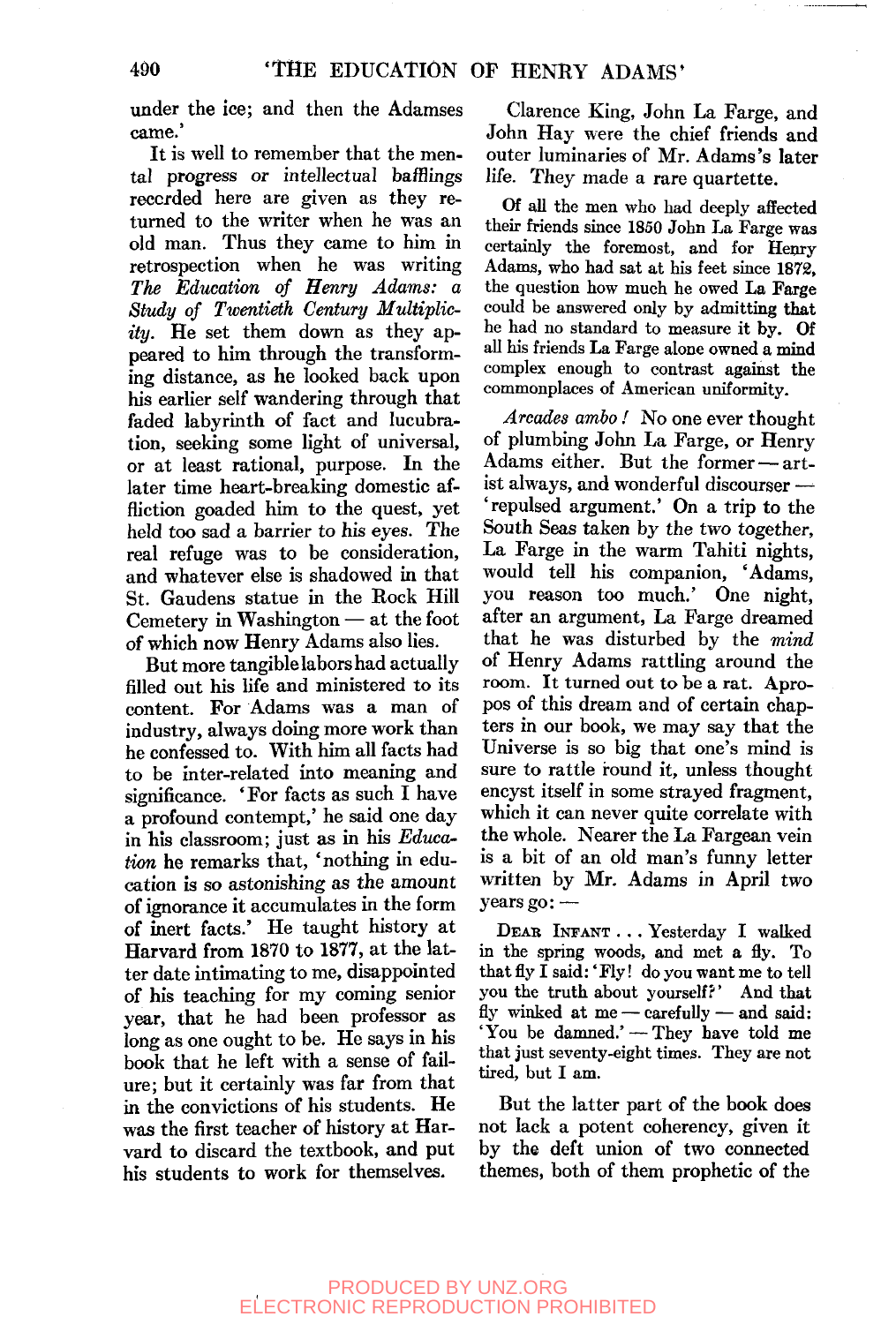under the ice; and then the Adamses came.'

It is well to remember that the mental progress or intellectual bafflings recorded here are given as they returned to the writer when he was an old man. Thus they came to him in retrospection when he was writing *The Education of Henry Adams: a Study of Twentieth Century Multiplicity*. He set them down as they appeared to him through the transforming distance, as he looked back upon his earlier self wandering through that faded labyrinth of fact and lucubration, seeking some light of universal, or at least rational, purpose. In the later time heart-breaking domestic affliction goaded him to the quest, yet held too sad a barrier to his eyes. The real refuge was to be consideration, and whatever else is shadowed in that St. Gaudens statue in the Rock Hill Cemetery in Washington — at the foot of which now Henry Adams also lies.

But more tangible labors had actually filled out his life and ministered to its content. For Adams was a man of industry, always doing more work than he confessed to. With him all facts had to be inter-related into meaning and significance. 'For facts as such I have a profound contempt,' he said one day in his classroom; just as in his *Education* he remarks that, 'nothing in education is so astonishing as the amount of ignorance it accumulates in the form of inert facts.' He taught history at Harvard from 1870 to 1877, at the latter date intimating to me, disappointed of his teaching for my coming senior year, that he had been professor as long as one ought to be. He says in his book that he left with a sense of failure; but it certainly was far from that in the convictions of his students. He was the first teacher of history at Harvard to discard the textbook, and put his students to work for themselves.

Clarence King, John La Farge, and John Hay were the chief friends and outer luminaries of Mr. Adams's later life. They made a rare quartette.

> Of all the men who had deeply affected their friends since 1850 John La Farge was certainly the foremost, and for Henry Adams, who had sat at his feet since 1872, the question how much he owed La Farge could be answered only by admitting that he had no standard to measure it by. Of all his friends La Farge alone owned a mind complex enough to contrast against the commonplaces of American uniformity.

*Arcades ambo!* No one ever thought of plumbing John La Farge, or Henry Adams either. But the former — artist always, and wonderful discourser — 'repulsed argument.' On a trip to the South Seas taken by the two together, La Farge in the warm Tahiti nights, would tell his companion, 'Adams, you reason too much.' One night, after an argument, La Farge dreamed that he was disturbed by the *mind* of Henry Adams rattling around the room. It turned out to be a rat. Apropos of this dream and of certain chapters in our book, we may say that the Universe is so big that one's mind is sure to rattle round it, unless thought encyst itself in some strayed fragment, which it can never quite correlate with the whole. Nearer the La Fargean vein is a bit of an old man's funny letter written by Mr. Adams in April two years go: —

> Dear Infant . . . Yesterday I walked in the spring woods, and met a fly. To that fly I said: 'Fly! do you want me to tell you the truth about yourself?' And that fly winked at me — carefully — and said: 'You be damned.' — They have told me that just seventy-eight times. They are not tired, but I am.

But the latter part of the book does not lack a potent coherency, given it by the deft union of two connected themes, both of them prophetic of the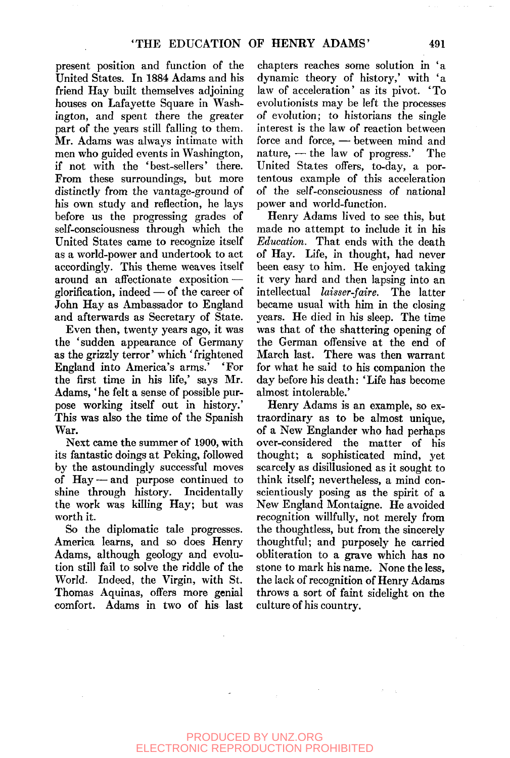present position and function of the United States. In 1884 Adams and his friend Hay built themselves adjoining houses on Lafayette Square in Washington, and spent there the greater part of the years still falling to them. Mr. Adams was always intimate with men who guided events in Washington, if not with the 'best-sellers' there. From these surroundings, but more distinctly from the vantage-ground of his own study and reflection, he lays before us the progressing grades of self-consciousness through which the United States came to recognize itself as a world-power and undertook to act accordingly. This theme weaves itself around an affectionate exposition — glorification, indeed — of the career of John Hay as Ambassador to England and afterwards as Secretary of State.

Even then, twenty years ago, it was the 'sudden appearance of Germany as the grizzly terror' which 'frightened England into America's arms.' 'For the first time in his life,' says Mr. Adams, 'he felt a sense of possible purpose working itself out in history.' This was also the time of the Spanish War.

Next came the summer of 1900, with its fantastic doings at Peking, followed by the astoundingly successful moves of Hay — and purpose continued to shine through history. Incidentally the work was killing Hay; but was worth it.

So the diplomatic tale progresses. America learns, and so does Henry Adams, although geology and evolution still fail to solve the riddle of the World. Indeed, the Virgin, with St. Thomas Aquinas, offers more genial comfort. Adams in two of his last chapters reaches some solution in 'a dynamic theory of history,' with 'a law of acceleration' as its pivot. 'To evolutionists may be left the processes of evolution; to historians the single interest is the law of reaction between force and force, — between mind and nature, — the law of progress.' The United States offers, to-day, a portentous example of this acceleration of the self-consciousness of national power and world-function.

Henry Adams lived to see this, but made no attempt to include it in his *Education*. That ends with the death of Hay. Life, in thought, had never been easy to him. He enjoyed taking it very hard and then lapsing into an intellectual *laisser-faire*. The latter became usual with him in the closing years. He died in his sleep. The time was that of the shattering opening of the German offensive at the end of March last. There was then warrant for what he said to his companion the day before his death: 'Life has become almost intolerable.'

Henry Adams is an example, so extraordinary as to be almost unique, of a New Englander who had perhaps over-considered the matter of his thought; a sophisticated mind, yet scarcely as disillusioned as it sought to think itself; nevertheless, a mind conscientiously posing as the spirit of a New England Montaigne. He avoided recognition willfully, not merely from the thoughtless, but from the sincerely thoughtful; and purposely he carried obliteration to a grave which has no stone to mark his name. None the less, the lack of recognition of Henry Adams throws a sort of faint sidelight on the culture of his country.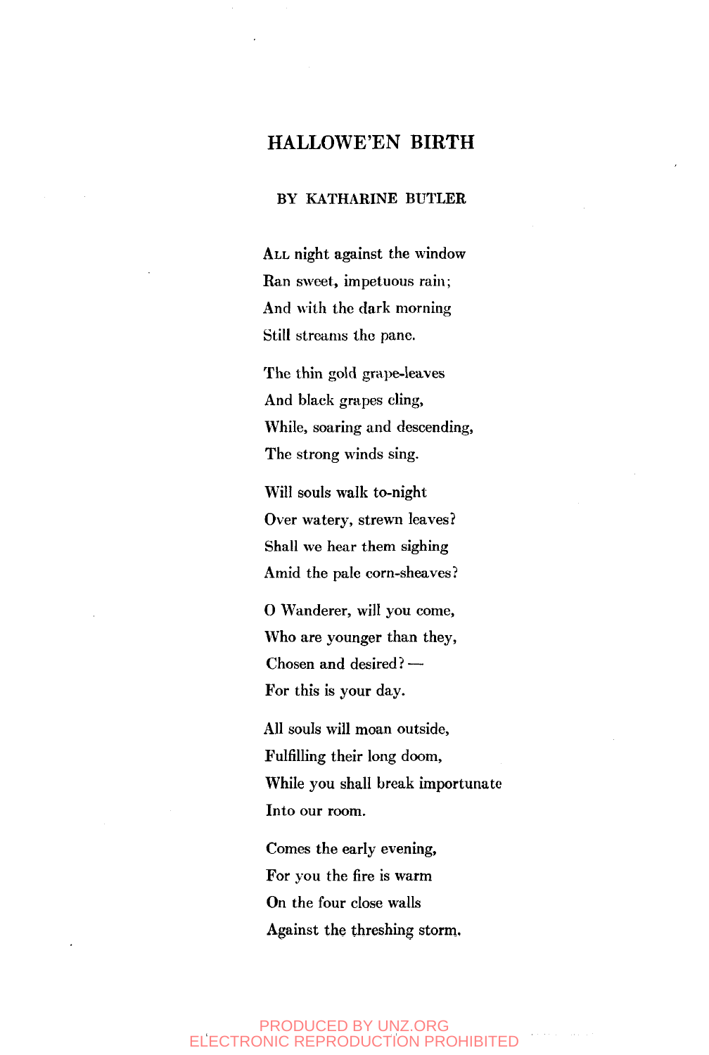# HALLOWE'EN BIRTH

BY KATHARINE BUTLER

ALL night against the window
Ran sweet, impetuous rain;
And with the dark morning
Still streams the pane.

The thin gold grape-leaves
And black grapes cling,
While, soaring and descending,
The strong winds sing.

Will souls walk to-night
Over watery, strewn leaves?
Shall we hear them sighing
Amid the pale corn-sheaves?

O Wanderer, will you come,
Who are younger than they,
Chosen and desired? —
For this is your day.

All souls will moan outside,
Fulfilling their long doom,
While you shall break importunate
Into our room.

Comes the early evening,
For you the fire is warm
On the four close walls
Against the threshing storm.